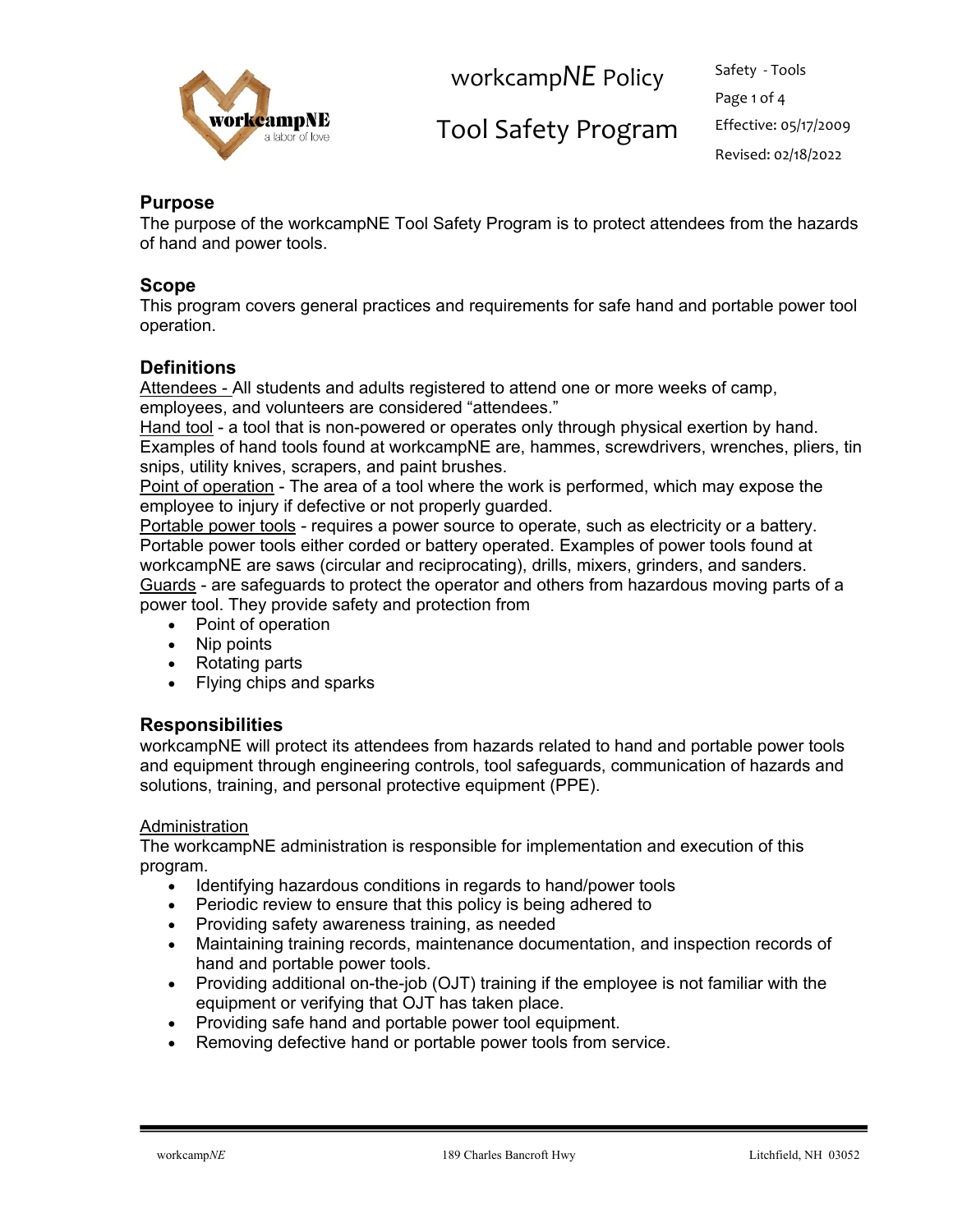# workcampNE Policy

# Tool Safety Program

Safety - Tools

Effective: 05/17/2009

Revised: 02/18/2022

## Purpose

The purpose of the workcampNE Tool Safety Program is to protect attendees from the hazards of hand and power tools.

## Scope

This program covers general practices and requirements for safe hand and portable power tool operation.

## Definitions

Attendees - All students and adults registered to attend one or more weeks of camp, employees, and volunteers are considered "attendees."

Hand tool - a tool that is non-powered or operates only through physical exertion by hand. Examples of hand tools found at workcampNE are, hammes, screwdrivers, wrenches, pliers, tin snips, utility knives, scrapers, and paint brushes.

Point of operation - The area of a tool where the work is performed, which may expose the employee to injury if defective or not properly guarded.

Portable power tools - requires a power source to operate, such as electricity or a battery. Portable power tools either corded or battery operated. Examples of power tools found at workcampNE are saws (circular and reciprocating), drills, mixers, grinders, and sanders.

Guards - are safeguards to protect the operator and others from hazardous moving parts of a power tool. They provide safety and protection from

- Point of operation
- Nip points
- Rotating parts
- Flying chips and sparks

## Responsibilities

workcampNE will protect its attendees from hazards related to hand and portable power tools and equipment through engineering controls, tool safeguards, communication of hazards and solutions, training, and personal protective equipment (PPE).

### Administration

The workcampNE administration is responsible for implementation and execution of this program.

- Identifying hazardous conditions in regards to hand/power tools
- Periodic review to ensure that this policy is being adhered to
- Providing safety awareness training, as needed
- Maintaining training records, maintenance documentation, and inspection records of hand and portable power tools.
- Providing additional on-the-job (OJT) training if the employee is not familiar with the equipment or verifying that OJT has taken place.
- Providing safe hand and portable power tool equipment.
- Removing defective hand or portable power tools from service.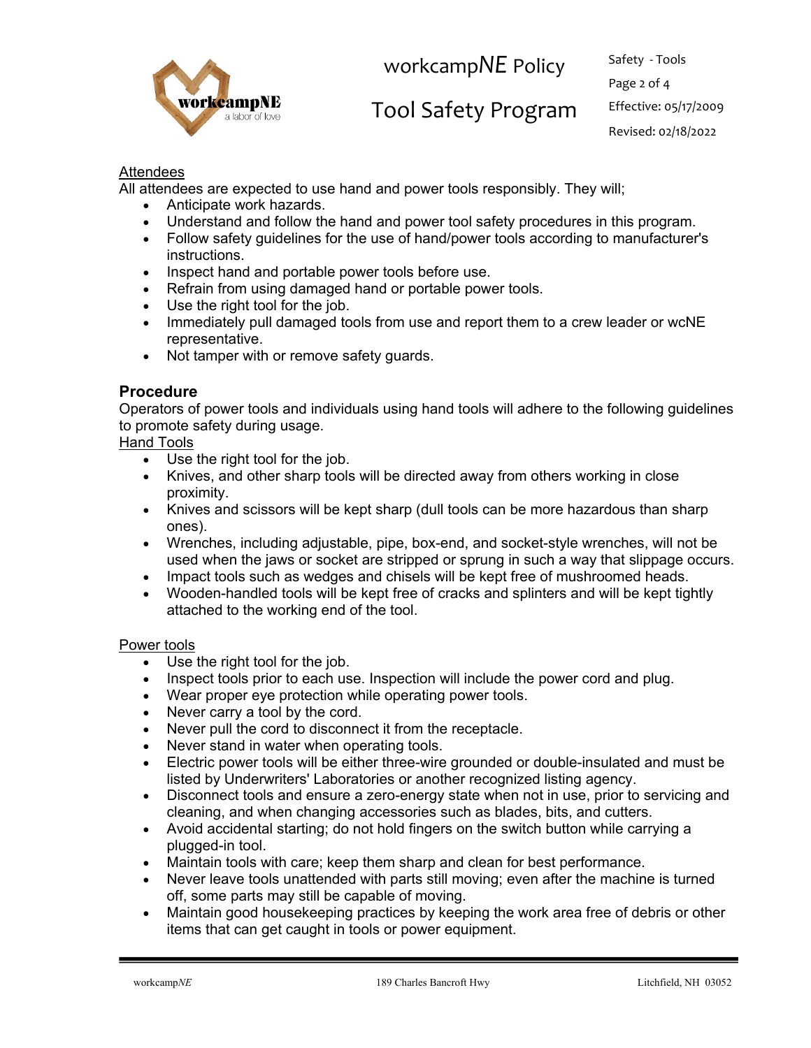Attendees

All attendees are expected to use hand and power tools responsibly. They will;

- Anticipate work hazards.
- Understand and follow the hand and power tool safety procedures in this program.
- Follow safety guidelines for the use of hand/power tools according to manufacturer's instructions.
- Inspect hand and portable power tools before use.
- Refrain from using damaged hand or portable power tools.
- Use the right tool for the job.
- Immediately pull damaged tools from use and report them to a crew leader or wcNE representative.
- Not tamper with or remove safety guards.

## Procedure

Operators of power tools and individuals using hand tools will adhere to the following guidelines to promote safety during usage.

Hand Tools

- Use the right tool for the job.
- Knives, and other sharp tools will be directed away from others working in close proximity.
- Knives and scissors will be kept sharp (dull tools can be more hazardous than sharp ones).
- Wrenches, including adjustable, pipe, box-end, and socket-style wrenches, will not be used when the jaws or socket are stripped or sprung in such a way that slippage occurs.
- Impact tools such as wedges and chisels will be kept free of mushroomed heads.
- Wooden-handled tools will be kept free of cracks and splinters and will be kept tightly attached to the working end of the tool.

Power tools

- Use the right tool for the job.
- Inspect tools prior to each use. Inspection will include the power cord and plug.
- Wear proper eye protection while operating power tools.
- Never carry a tool by the cord.
- Never pull the cord to disconnect it from the receptacle.
- Never stand in water when operating tools.
- Electric power tools will be either three-wire grounded or double-insulated and must be listed by Underwriters' Laboratories or another recognized listing agency.
- Disconnect tools and ensure a zero-energy state when not in use, prior to servicing and cleaning, and when changing accessories such as blades, bits, and cutters.
- Avoid accidental starting; do not hold fingers on the switch button while carrying a plugged-in tool.
- Maintain tools with care; keep them sharp and clean for best performance.
- Never leave tools unattended with parts still moving; even after the machine is turned off, some parts may still be capable of moving.
- Maintain good housekeeping practices by keeping the work area free of debris or other items that can get caught in tools or power equipment.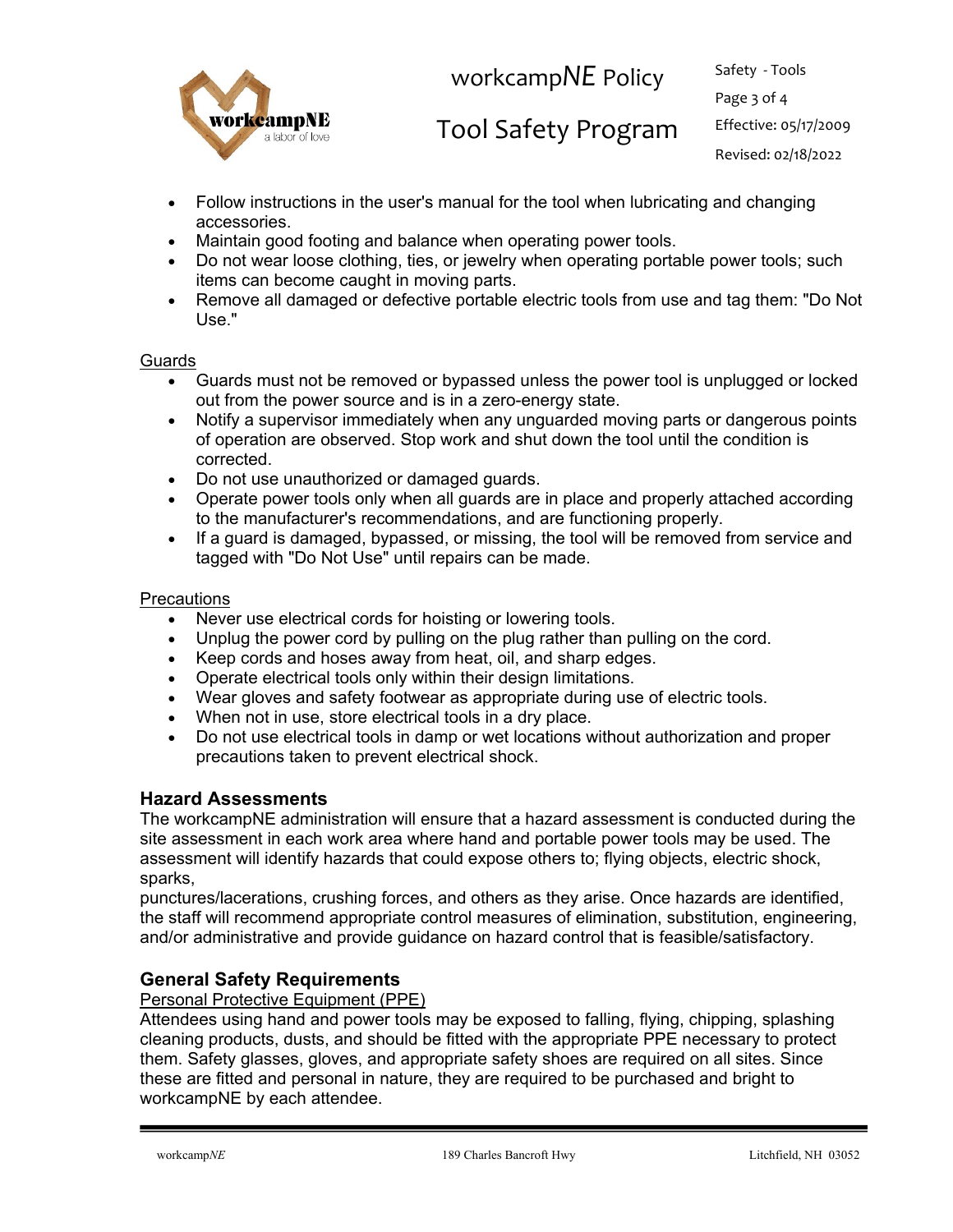- Follow instructions in the user's manual for the tool when lubricating and changing accessories.
- Maintain good footing and balance when operating power tools.
- Do not wear loose clothing, ties, or jewelry when operating portable power tools; such items can become caught in moving parts.
- Remove all damaged or defective portable electric tools from use and tag them: "Do Not Use."

Guards

- Guards must not be removed or bypassed unless the power tool is unplugged or locked out from the power source and is in a zero-energy state.
- Notify a supervisor immediately when any unguarded moving parts or dangerous points of operation are observed. Stop work and shut down the tool until the condition is corrected.
- Do not use unauthorized or damaged guards.
- Operate power tools only when all guards are in place and properly attached according to the manufacturer's recommendations, and are functioning properly.
- If a guard is damaged, bypassed, or missing, the tool will be removed from service and tagged with "Do Not Use" until repairs can be made.

Precautions

- Never use electrical cords for hoisting or lowering tools.
- Unplug the power cord by pulling on the plug rather than pulling on the cord.
- Keep cords and hoses away from heat, oil, and sharp edges.
- Operate electrical tools only within their design limitations.
- Wear gloves and safety footwear as appropriate during use of electric tools.
- When not in use, store electrical tools in a dry place.
- Do not use electrical tools in damp or wet locations without authorization and proper precautions taken to prevent electrical shock.

## Hazard Assessments

The workcampNE administration will ensure that a hazard assessment is conducted during the site assessment in each work area where hand and portable power tools may be used. The assessment will identify hazards that could expose others to; flying objects, electric shock, sparks,
punctures/lacerations, crushing forces, and others as they arise. Once hazards are identified, the staff will recommend appropriate control measures of elimination, substitution, engineering, and/or administrative and provide guidance on hazard control that is feasible/satisfactory.

## General Safety Requirements

Personal Protective Equipment (PPE)

Attendees using hand and power tools may be exposed to falling, flying, chipping, splashing cleaning products, dusts, and should be fitted with the appropriate PPE necessary to protect them. Safety glasses, gloves, and appropriate safety shoes are required on all sites. Since these are fitted and personal in nature, they are required to be purchased and bright to workcampNE by each attendee.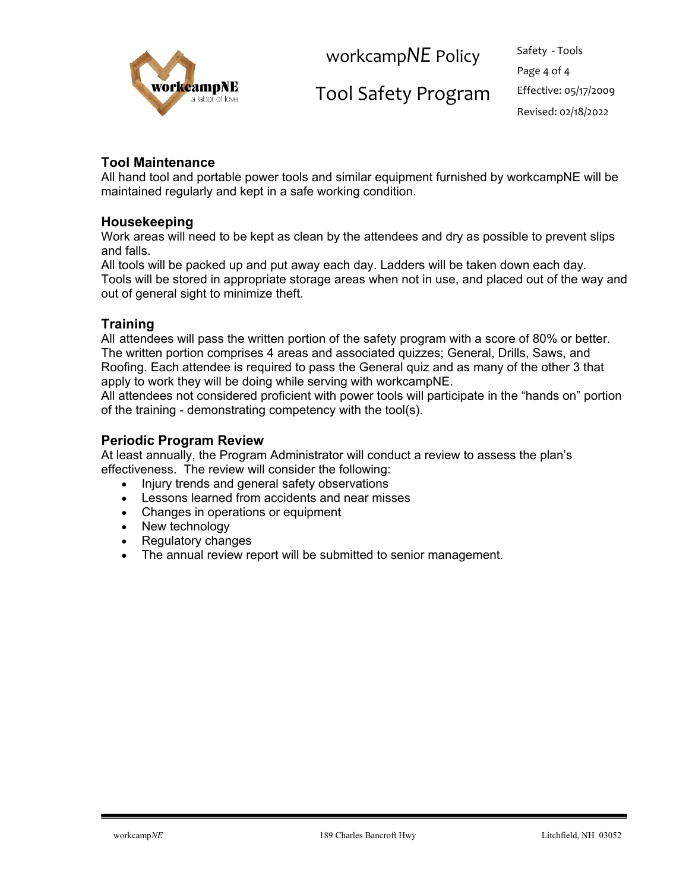## Tool Maintenance

All hand tool and portable power tools and similar equipment furnished by workcampNE will be maintained regularly and kept in a safe working condition.

## Housekeeping

Work areas will need to be kept as clean by the attendees and dry as possible to prevent slips and falls.
All tools will be packed up and put away each day. Ladders will be taken down each day.
Tools will be stored in appropriate storage areas when not in use, and placed out of the way and out of general sight to minimize theft.

## Training

All attendees will pass the written portion of the safety program with a score of 80% or better. The written portion comprises 4 areas and associated quizzes; General, Drills, Saws, and Roofing. Each attendee is required to pass the General quiz and as many of the other 3 that apply to work they will be doing while serving with workcampNE.
All attendees not considered proficient with power tools will participate in the "hands on" portion of the training - demonstrating competency with the tool(s).

## Periodic Program Review

At least annually, the Program Administrator will conduct a review to assess the plan's effectiveness. The review will consider the following:

- Injury trends and general safety observations
- Lessons learned from accidents and near misses
- Changes in operations or equipment
- New technology
- Regulatory changes
- The annual review report will be submitted to senior management.